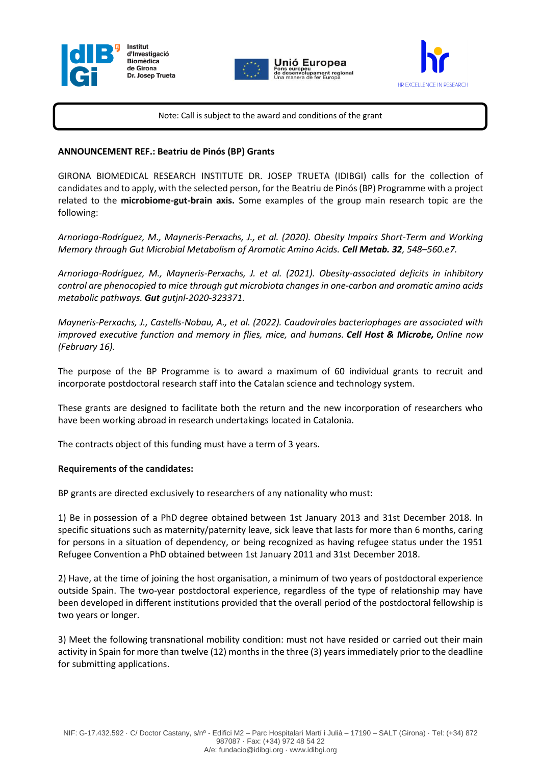Note: Call is subject to the award and conditions of the grant

**ANNOUNCEMENT REF.: Beatriu de Pinós (BP) Grants**

GIRONA BIOMEDICAL RESEARCH INSTITUTE DR. JOSEP TRUETA (IDIBGI) calls for the collection of candidates and to apply, with the selected person, for the Beatriu de Pinós (BP) Programme with a project related to the **microbiome-gut-brain axis.** Some examples of the group main research topic are the following:

*Arnoriaga-Rodríguez, M., Mayneris-Perxachs, J., et al. (2020). Obesity Impairs Short-Term and Working Memory through Gut Microbial Metabolism of Aromatic Amino Acids.* ***Cell Metab. 32****, 548–560.e7.*

*Arnoriaga-Rodríguez, M., Mayneris-Perxachs, J. et al. (2021). Obesity-associated deficits in inhibitory control are phenocopied to mice through gut microbiota changes in one-carbon and aromatic amino acids metabolic pathways.* ***Gut*** *gutjnl-2020-323371.*

*Mayneris-Perxachs, J., Castells-Nobau, A., et al. (2022). Caudovirales bacteriophages are associated with improved executive function and memory in flies, mice, and humans.* ***Cell Host & Microbe,*** *Online now (February 16).*

The purpose of the BP Programme is to award a maximum of 60 individual grants to recruit and incorporate postdoctoral research staff into the Catalan science and technology system.

These grants are designed to facilitate both the return and the new incorporation of researchers who have been working abroad in research undertakings located in Catalonia.

The contracts object of this funding must have a term of 3 years.

**Requirements of the candidates:**

BP grants are directed exclusively to researchers of any nationality who must:

1) Be in possession of a PhD degree obtained between 1st January 2013 and 31st December 2018. In specific situations such as maternity/paternity leave, sick leave that lasts for more than 6 months, caring for persons in a situation of dependency, or being recognized as having refugee status under the 1951 Refugee Convention a PhD obtained between 1st January 2011 and 31st December 2018.

2) Have, at the time of joining the host organisation, a minimum of two years of postdoctoral experience outside Spain. The two-year postdoctoral experience, regardless of the type of relationship may have been developed in different institutions provided that the overall period of the postdoctoral fellowship is two years or longer.

3) Meet the following transnational mobility condition: must not have resided or carried out their main activity in Spain for more than twelve (12) months in the three (3) years immediately prior to the deadline for submitting applications.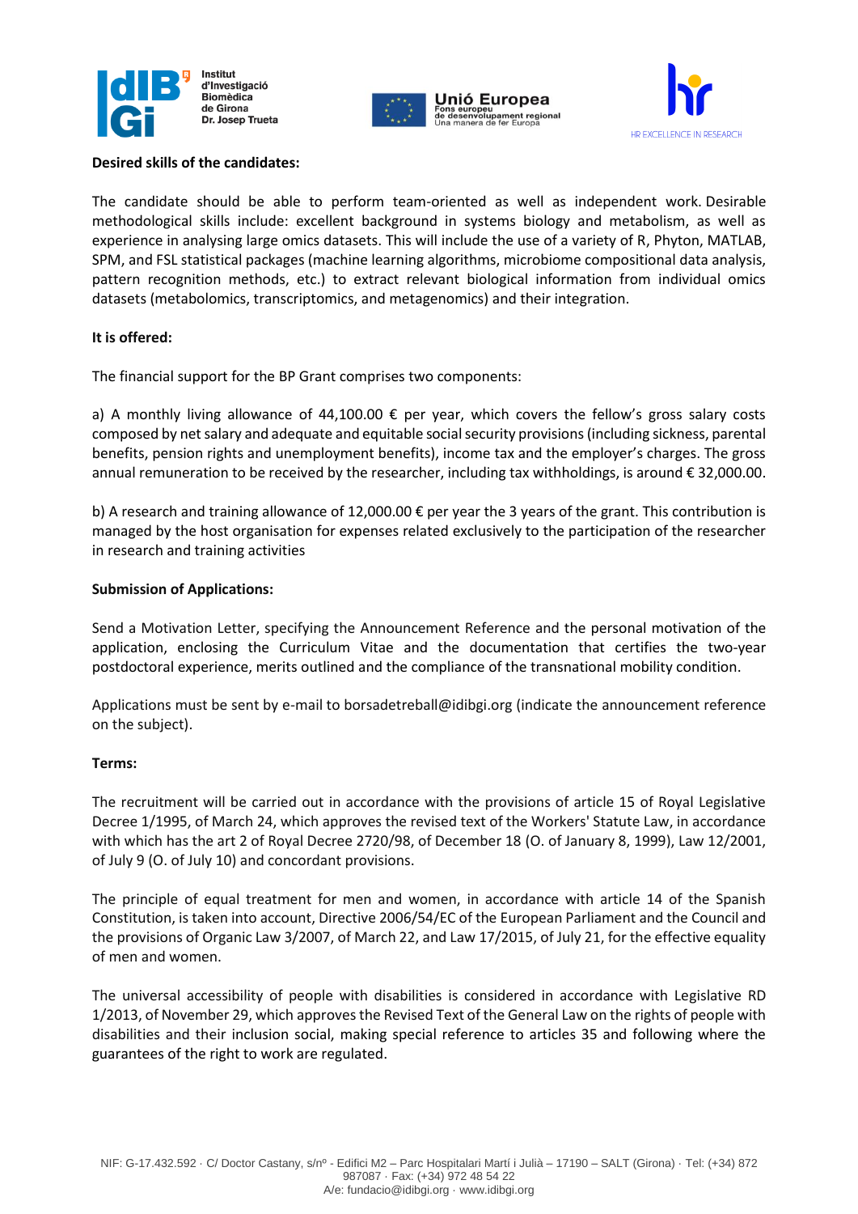**Desired skills of the candidates:**

The candidate should be able to perform team-oriented as well as independent work. Desirable methodological skills include: excellent background in systems biology and metabolism, as well as experience in analysing large omics datasets. This will include the use of a variety of R, Phyton, MATLAB, SPM, and FSL statistical packages (machine learning algorithms, microbiome compositional data analysis, pattern recognition methods, etc.) to extract relevant biological information from individual omics datasets (metabolomics, transcriptomics, and metagenomics) and their integration.

**It is offered:**

The financial support for the BP Grant comprises two components:

a) A monthly living allowance of 44,100.00 € per year, which covers the fellow's gross salary costs composed by net salary and adequate and equitable social security provisions (including sickness, parental benefits, pension rights and unemployment benefits), income tax and the employer's charges. The gross annual remuneration to be received by the researcher, including tax withholdings, is around € 32,000.00.

b) A research and training allowance of 12,000.00 € per year the 3 years of the grant. This contribution is managed by the host organisation for expenses related exclusively to the participation of the researcher in research and training activities

**Submission of Applications:**

Send a Motivation Letter, specifying the Announcement Reference and the personal motivation of the application, enclosing the Curriculum Vitae and the documentation that certifies the two-year postdoctoral experience, merits outlined and the compliance of the transnational mobility condition.

Applications must be sent by e-mail to borsadetreball@idibgi.org (indicate the announcement reference on the subject).

**Terms:**

The recruitment will be carried out in accordance with the provisions of article 15 of Royal Legislative Decree 1/1995, of March 24, which approves the revised text of the Workers' Statute Law, in accordance with which has the art 2 of Royal Decree 2720/98, of December 18 (O. of January 8, 1999), Law 12/2001, of July 9 (O. of July 10) and concordant provisions.

The principle of equal treatment for men and women, in accordance with article 14 of the Spanish Constitution, is taken into account, Directive 2006/54/EC of the European Parliament and the Council and the provisions of Organic Law 3/2007, of March 22, and Law 17/2015, of July 21, for the effective equality of men and women.

The universal accessibility of people with disabilities is considered in accordance with Legislative RD 1/2013, of November 29, which approves the Revised Text of the General Law on the rights of people with disabilities and their inclusion social, making special reference to articles 35 and following where the guarantees of the right to work are regulated.